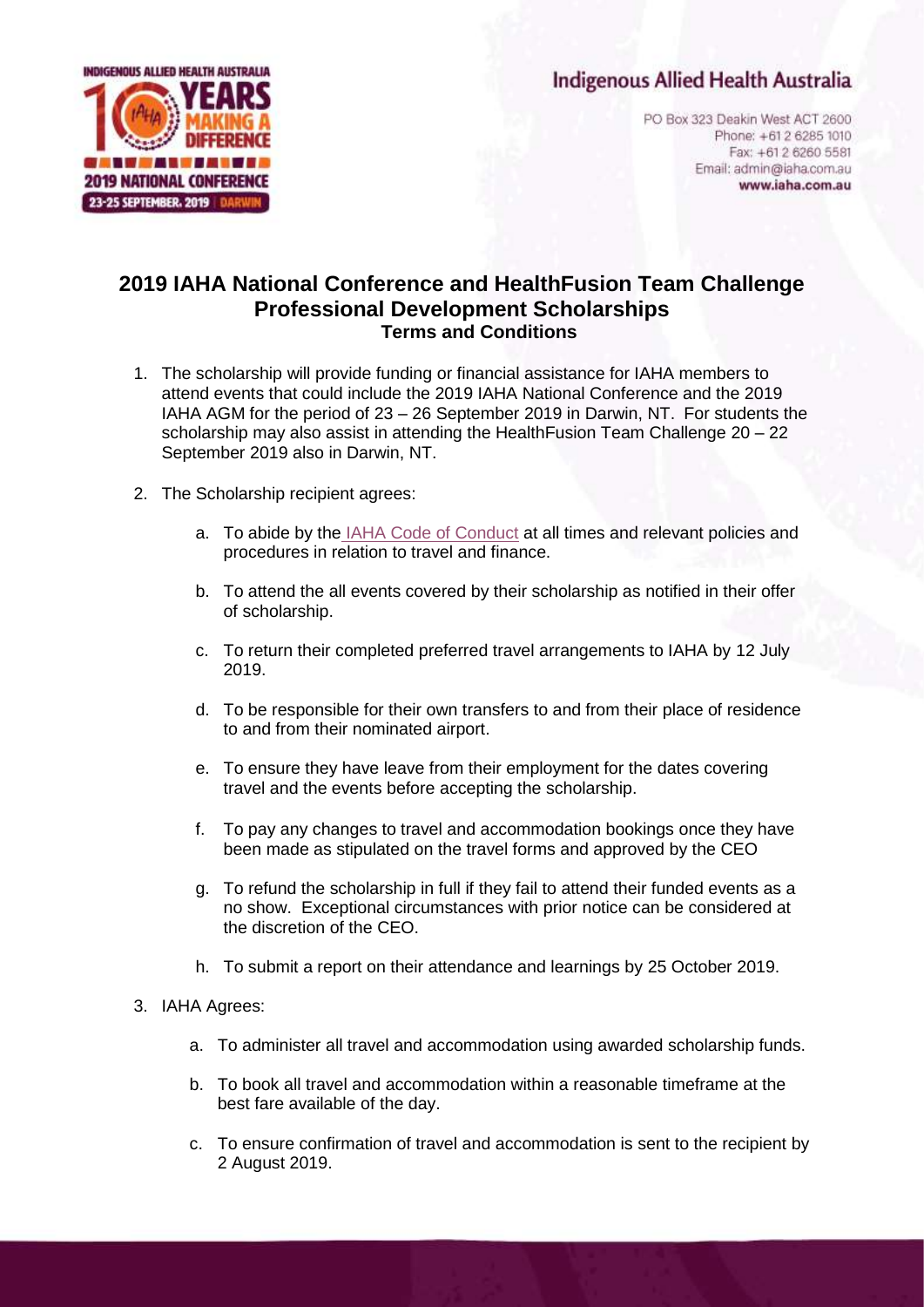Indigenous Allied Health Australia

PO Box 323 Deakin West ACT 2600
Phone: +61 2 6285 1010
Fax: +61 2 6260 5581
Email: admin@iaha.com.au
**www.iaha.com.au**

# 2019 IAHA National Conference and HealthFusion Team Challenge Professional Development Scholarships

## Terms and Conditions

1. The scholarship will provide funding or financial assistance for IAHA members to attend events that could include the 2019 IAHA National Conference and the 2019 IAHA AGM for the period of 23 – 26 September 2019 in Darwin, NT. For students the scholarship may also assist in attending the HealthFusion Team Challenge 20 – 22 September 2019 also in Darwin, NT.

2. The Scholarship recipient agrees:

    a. To abide by the IAHA Code of Conduct at all times and relevant policies and procedures in relation to travel and finance.

    b. To attend the all events covered by their scholarship as notified in their offer of scholarship.

    c. To return their completed preferred travel arrangements to IAHA by 12 July 2019.

    d. To be responsible for their own transfers to and from their place of residence to and from their nominated airport.

    e. To ensure they have leave from their employment for the dates covering travel and the events before accepting the scholarship.

    f. To pay any changes to travel and accommodation bookings once they have been made as stipulated on the travel forms and approved by the CEO

    g. To refund the scholarship in full if they fail to attend their funded events as a no show. Exceptional circumstances with prior notice can be considered at the discretion of the CEO.

    h. To submit a report on their attendance and learnings by 25 October 2019.

3. IAHA Agrees:

    a. To administer all travel and accommodation using awarded scholarship funds.

    b. To book all travel and accommodation within a reasonable timeframe at the best fare available of the day.

    c. To ensure confirmation of travel and accommodation is sent to the recipient by 2 August 2019.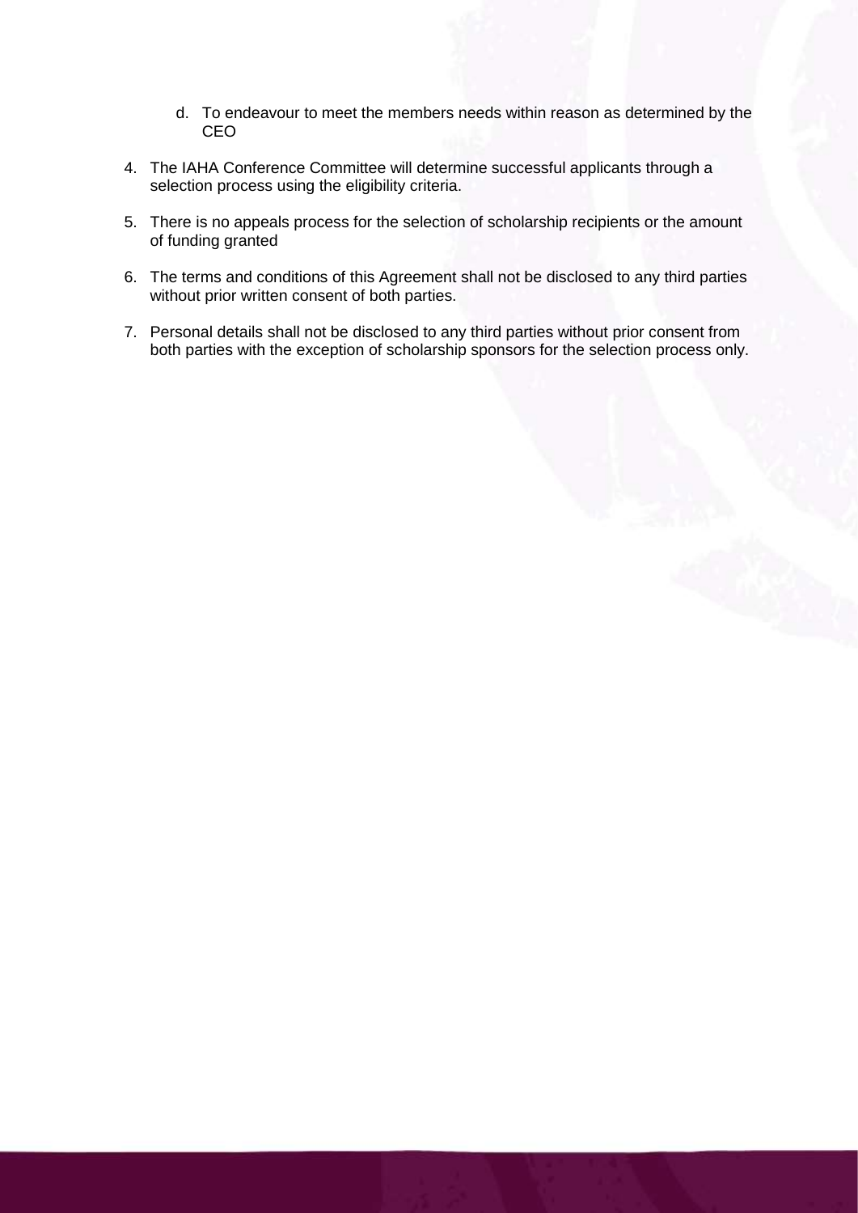d. To endeavour to meet the members needs within reason as determined by the CEO

4. The IAHA Conference Committee will determine successful applicants through a selection process using the eligibility criteria.

5. There is no appeals process for the selection of scholarship recipients or the amount of funding granted

6. The terms and conditions of this Agreement shall not be disclosed to any third parties without prior written consent of both parties.

7. Personal details shall not be disclosed to any third parties without prior consent from both parties with the exception of scholarship sponsors for the selection process only.